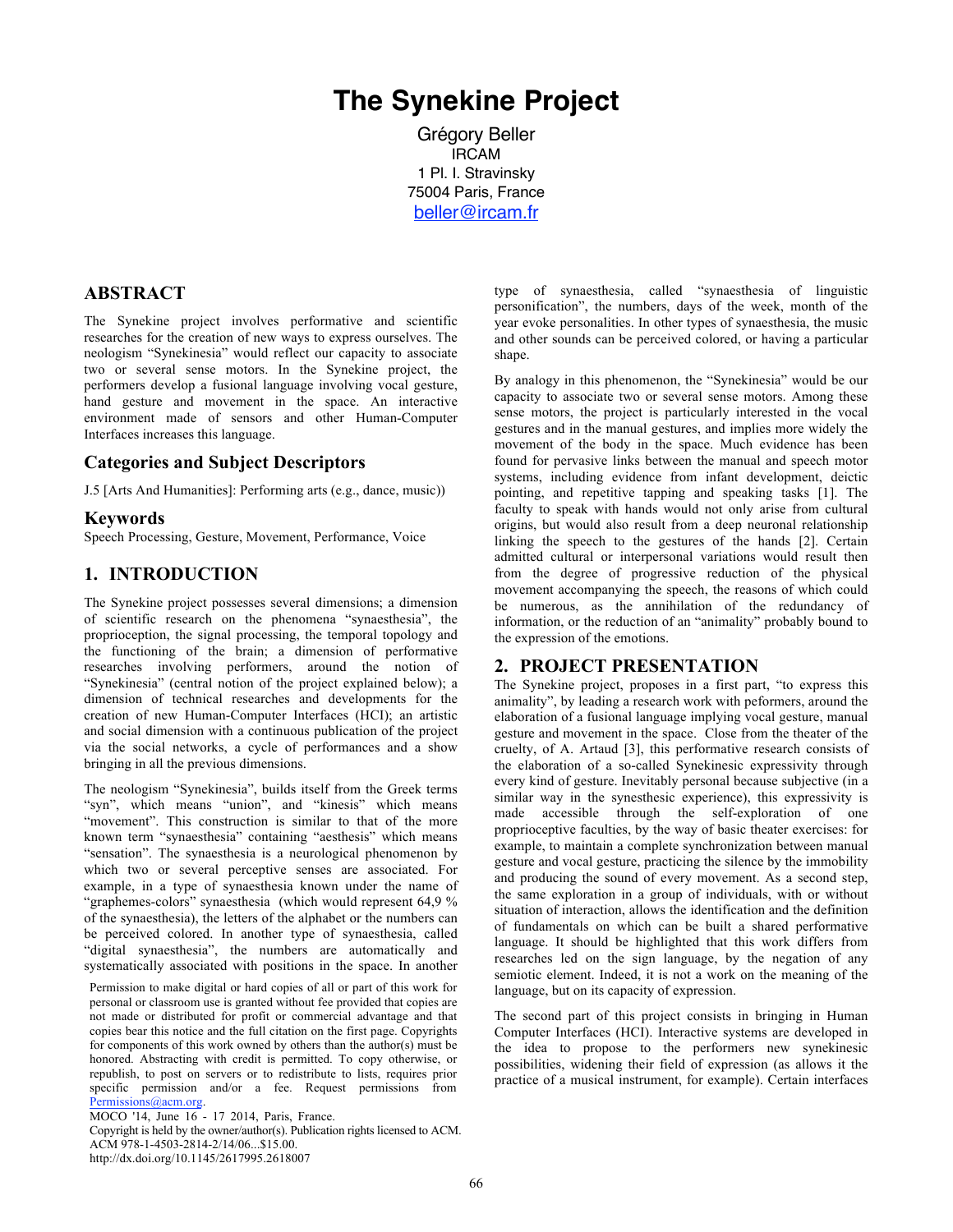# The Synekine Project

Grégory Beller
IRCAM
1 Pl. I. Stravinsky
75004 Paris, France
beller@ircam.fr

## ABSTRACT

The Synekine project involves performative and scientific researches for the creation of new ways to express ourselves. The neologism "Synekinesia" would reflect our capacity to associate two or several sense motors. In the Synekine project, the performers develop a fusional language involving vocal gesture, hand gesture and movement in the space. An interactive environment made of sensors and other Human-Computer Interfaces increases this language.

## Categories and Subject Descriptors

J.5 [Arts And Humanities]: Performing arts (e.g., dance, music))

## Keywords

Speech Processing, Gesture, Movement, Performance, Voice

## 1. INTRODUCTION

The Synekine project possesses several dimensions; a dimension of scientific research on the phenomena "synaesthesia", the proprioception, the signal processing, the temporal topology and the functioning of the brain; a dimension of performative researches involving performers, around the notion of "Synekinesia" (central notion of the project explained below); a dimension of technical researches and developments for the creation of new Human-Computer Interfaces (HCI); an artistic and social dimension with a continuous publication of the project via the social networks, a cycle of performances and a show bringing in all the previous dimensions.

The neologism "Synekinesia", builds itself from the Greek terms "syn", which means "union", and "kinesis" which means "movement". This construction is similar to that of the more known term "synaesthesia" containing "aesthesis" which means "sensation". The synaesthesia is a neurological phenomenon by which two or several perceptive senses are associated. For example, in a type of synaesthesia known under the name of "graphemes-colors" synaesthesia (which would represent 64,9 % of the synaesthesia), the letters of the alphabet or the numbers can be perceived colored. In another type of synaesthesia, called "digital synaesthesia", the numbers are automatically and systematically associated with positions in the space. In another type of synaesthesia, called "synaesthesia of linguistic personification", the numbers, days of the week, month of the year evoke personalities. In other types of synaesthesia, the music and other sounds can be perceived colored, or having a particular shape.

By analogy in this phenomenon, the "Synekinesia" would be our capacity to associate two or several sense motors. Among these sense motors, the project is particularly interested in the vocal gestures and in the manual gestures, and implies more widely the movement of the body in the space. Much evidence has been found for pervasive links between the manual and speech motor systems, including evidence from infant development, deictic pointing, and repetitive tapping and speaking tasks [1]. The faculty to speak with hands would not only arise from cultural origins, but would also result from a deep neuronal relationship linking the speech to the gestures of the hands [2]. Certain admitted cultural or interpersonal variations would result then from the degree of progressive reduction of the physical movement accompanying the speech, the reasons of which could be numerous, as the annihilation of the redundancy of information, or the reduction of an "animality" probably bound to the expression of the emotions.

## 2. PROJECT PRESENTATION

The Synekine project, proposes in a first part, "to express this animality", by leading a research work with peformers, around the elaboration of a fusional language implying vocal gesture, manual gesture and movement in the space. Close from the theater of the cruelty, of A. Artaud [3], this performative research consists of the elaboration of a so-called Synekinesic expressivity through every kind of gesture. Inevitably personal because subjective (in a similar way in the synesthesic experience), this expressivity is made accessible through the self-exploration of one proprioceptive faculties, by the way of basic theater exercises: for example, to maintain a complete synchronization between manual gesture and vocal gesture, practicing the silence by the immobility and producing the sound of every movement. As a second step, the same exploration in a group of individuals, with or without situation of interaction, allows the identification and the definition of fundamentals on which can be built a shared performative language. It should be highlighted that this work differs from researches led on the sign language, by the negation of any semiotic element. Indeed, it is not a work on the meaning of the language, but on its capacity of expression.

The second part of this project consists in bringing in Human Computer Interfaces (HCI). Interactive systems are developed in the idea to propose to the performers new synekinesic possibilities, widening their field of expression (as allows it the practice of a musical instrument, for example). Certain interfaces

Permission to make digital or hard copies of all or part of this work for personal or classroom use is granted without fee provided that copies are not made or distributed for profit or commercial advantage and that copies bear this notice and the full citation on the first page. Copyrights for components of this work owned by others than the author(s) must be honored. Abstracting with credit is permitted. To copy otherwise, or republish, to post on servers or to redistribute to lists, requires prior specific permission and/or a fee. Request permissions from Permissions@acm.org.
MOCO '14, June 16 - 17 2014, Paris, France.
Copyright is held by the owner/author(s). Publication rights licensed to ACM.
ACM 978-1-4503-2814-2/14/06...$15.00.
http://dx.doi.org/10.1145/2617995.2618007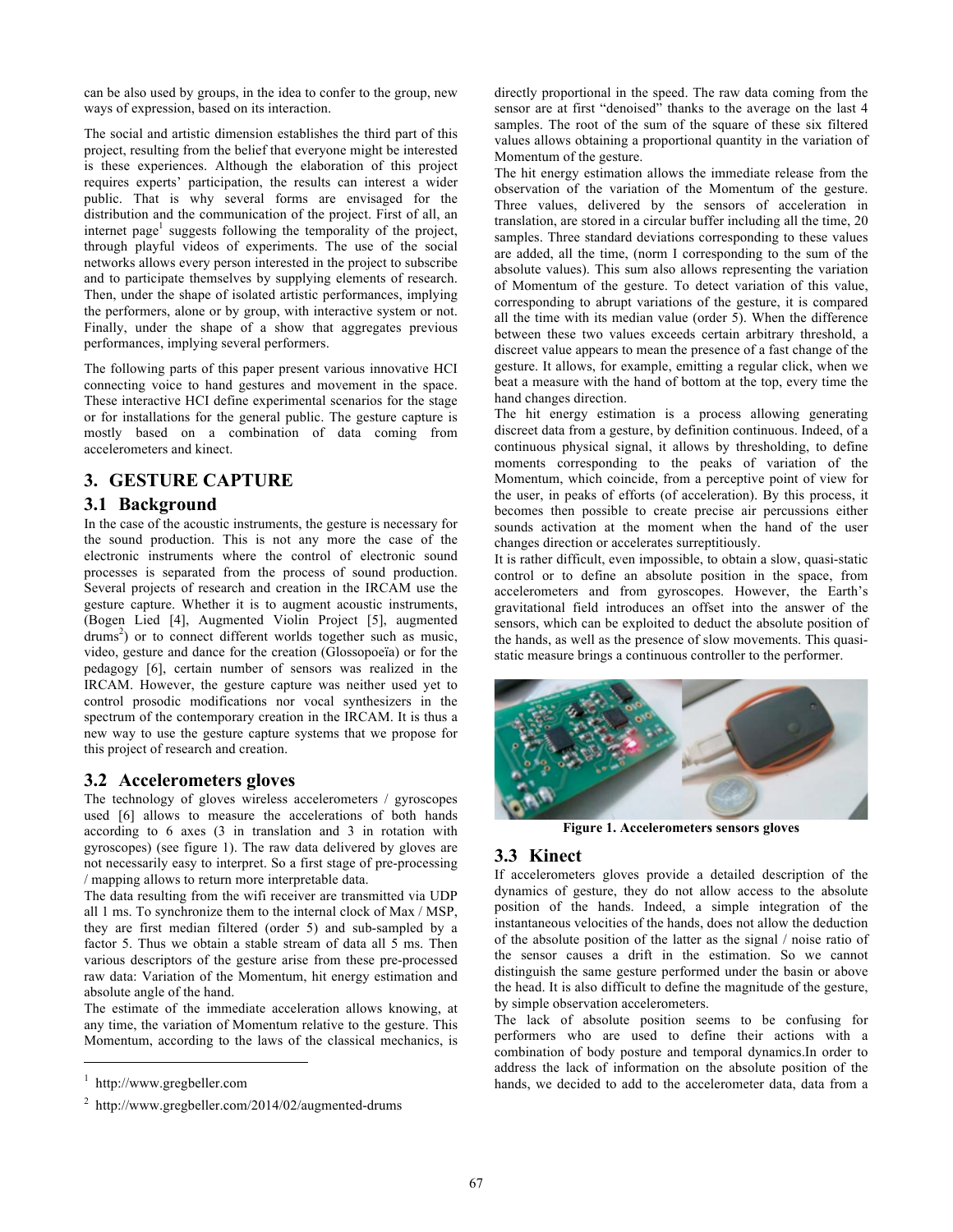can be also used by groups, in the idea to confer to the group, new ways of expression, based on its interaction.

The social and artistic dimension establishes the third part of this project, resulting from the belief that everyone might be interested is these experiences. Although the elaboration of this project requires experts' participation, the results can interest a wider public. That is why several forms are envisaged for the distribution and the communication of the project. First of all, an internet page[1] suggests following the temporality of the project, through playful videos of experiments. The use of the social networks allows every person interested in the project to subscribe and to participate themselves by supplying elements of research. Then, under the shape of isolated artistic performances, implying the performers, alone or by group, with interactive system or not. Finally, under the shape of a show that aggregates previous performances, implying several performers.

The following parts of this paper present various innovative HCI connecting voice to hand gestures and movement in the space. These interactive HCI define experimental scenarios for the stage or for installations for the general public. The gesture capture is mostly based on a combination of data coming from accelerometers and kinect.

## 3. GESTURE CAPTURE

### 3.1 Background

In the case of the acoustic instruments, the gesture is necessary for the sound production. This is not any more the case of the electronic instruments where the control of electronic sound processes is separated from the process of sound production. Several projects of research and creation in the IRCAM use the gesture capture. Whether it is to augment acoustic instruments, (Bogen Lied [4], Augmented Violin Project [5], augmented drums[2]) or to connect different worlds together such as music, video, gesture and dance for the creation (Glossopoeïa) or for the pedagogy [6], certain number of sensors was realized in the IRCAM. However, the gesture capture was neither used yet to control prosodic modifications nor vocal synthesizers in the spectrum of the contemporary creation in the IRCAM. It is thus a new way to use the gesture capture systems that we propose for this project of research and creation.

### 3.2 Accelerometers gloves

The technology of gloves wireless accelerometers / gyroscopes used [6] allows to measure the accelerations of both hands according to 6 axes (3 in translation and 3 in rotation with gyroscopes) (see figure 1). The raw data delivered by gloves are not necessarily easy to interpret. So a first stage of pre-processing / mapping allows to return more interpretable data.

The data resulting from the wifi receiver are transmitted via UDP all 1 ms. To synchronize them to the internal clock of Max / MSP, they are first median filtered (order 5) and sub-sampled by a factor 5. Thus we obtain a stable stream of data all 5 ms. Then various descriptors of the gesture arise from these pre-processed raw data: Variation of the Momentum, hit energy estimation and absolute angle of the hand.

The estimate of the immediate acceleration allows knowing, at any time, the variation of Momentum relative to the gesture. This Momentum, according to the laws of the classical mechanics, is directly proportional in the speed. The raw data coming from the sensor are at first "denoised" thanks to the average on the last 4 samples. The root of the sum of the square of these six filtered values allows obtaining a proportional quantity in the variation of Momentum of the gesture.

The hit energy estimation allows the immediate release from the observation of the variation of the Momentum of the gesture. Three values, delivered by the sensors of acceleration in translation, are stored in a circular buffer including all the time, 20 samples. Three standard deviations corresponding to these values are added, all the time, (norm I corresponding to the sum of the absolute values). This sum also allows representing the variation of Momentum of the gesture. To detect variation of this value, corresponding to abrupt variations of the gesture, it is compared all the time with its median value (order 5). When the difference between these two values exceeds certain arbitrary threshold, a discreet value appears to mean the presence of a fast change of the gesture. It allows, for example, emitting a regular click, when we beat a measure with the hand of bottom at the top, every time the hand changes direction.

The hit energy estimation is a process allowing generating discreet data from a gesture, by definition continuous. Indeed, of a continuous physical signal, it allows by thresholding, to define moments corresponding to the peaks of variation of the Momentum, which coincide, from a perceptive point of view for the user, in peaks of efforts (of acceleration). By this process, it becomes then possible to create precise air percussions either sounds activation at the moment when the hand of the user changes direction or accelerates surreptitiously.

It is rather difficult, even impossible, to obtain a slow, quasi-static control or to define an absolute position in the space, from accelerometers and from gyroscopes. However, the Earth's gravitational field introduces an offset into the answer of the sensors, which can be exploited to deduct the absolute position of the hands, as well as the presence of slow movements. This quasi-static measure brings a continuous controller to the performer.

**Figure 1. Accelerometers sensors gloves**

### 3.3 Kinect

If accelerometers gloves provide a detailed description of the dynamics of gesture, they do not allow access to the absolute position of the hands. Indeed, a simple integration of the instantaneous velocities of the hands, does not allow the deduction of the absolute position of the latter as the signal / noise ratio of the sensor causes a drift in the estimation. So we cannot distinguish the same gesture performed under the basin or above the head. It is also difficult to define the magnitude of the gesture, by simple observation accelerometers.

The lack of absolute position seems to be confusing for performers who are used to define their actions with a combination of body posture and temporal dynamics.In order to address the lack of information on the absolute position of the hands, we decided to add to the accelerometer data, data from a

---

[1] http://www.gregbeller.com

[2] http://www.gregbeller.com/2014/02/augmented-drums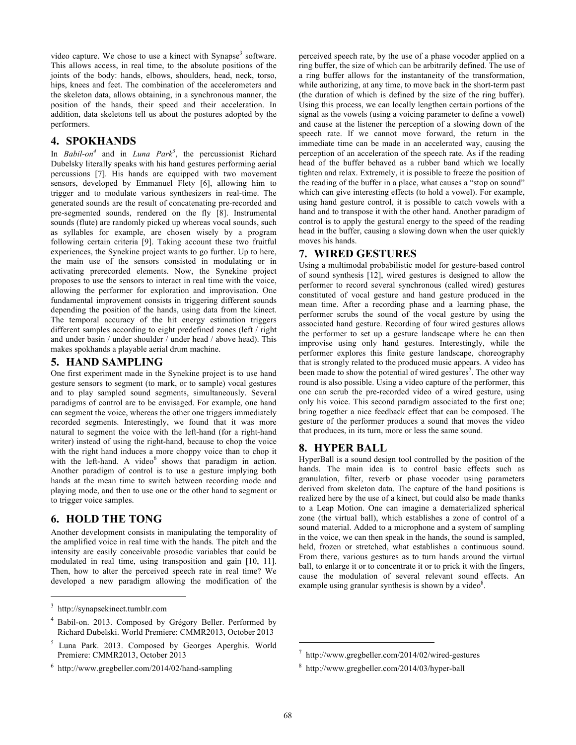video capture. We chose to use a kinect with Synapse[3] software. This allows access, in real time, to the absolute positions of the joints of the body: hands, elbows, shoulders, head, neck, torso, hips, knees and feet. The combination of the accelerometers and the skeleton data, allows obtaining, in a synchronous manner, the position of the hands, their speed and their acceleration. In addition, data skeletons tell us about the postures adopted by the performers.

## 4. SPOKHANDS

In *Babil-on*[4] and in *Luna Park*[5], the percussionist Richard Dubelsky literally speaks with his hand gestures performing aerial percussions [7]. His hands are equipped with two movement sensors, developed by Emmanuel Flety [6], allowing him to trigger and to modulate various synthesizers in real-time. The generated sounds are the result of concatenating pre-recorded and pre-segmented sounds, rendered on the fly [8]. Instrumental sounds (flute) are randomly picked up whereas vocal sounds, such as syllables for example, are chosen wisely by a program following certain criteria [9]. Taking account these two fruitful experiences, the Synekine project wants to go further. Up to here, the main use of the sensors consisted in modulating or in activating prerecorded elements. Now, the Synekine project proposes to use the sensors to interact in real time with the voice, allowing the performer for exploration and improvisation. One fundamental improvement consists in triggering different sounds depending the position of the hands, using data from the kinect. The temporal accuracy of the hit energy estimation triggers different samples according to eight predefined zones (left / right and under basin / under shoulder / under head / above head). This makes spokhands a playable aerial drum machine.

## 5. HAND SAMPLING

One first experiment made in the Synekine project is to use hand gesture sensors to segment (to mark, or to sample) vocal gestures and to play sampled sound segments, simultaneously. Several paradigms of control are to be envisaged. For example, one hand can segment the voice, whereas the other one triggers immediately recorded segments. Interestingly, we found that it was more natural to segment the voice with the left-hand (for a right-hand writer) instead of using the right-hand, because to chop the voice with the right hand induces a more choppy voice than to chop it with the left-hand. A video[6] shows that paradigm in action. Another paradigm of control is to use a gesture implying both hands at the mean time to switch between recording mode and playing mode, and then to use one or the other hand to segment or to trigger voice samples.

## 6. HOLD THE TONG

Another development consists in manipulating the temporality of the amplified voice in real time with the hands. The pitch and the intensity are easily conceivable prosodic variables that could be modulated in real time, using transposition and gain [10, 11]. Then, how to alter the perceived speech rate in real time? We developed a new paradigm allowing the modification of the perceived speech rate, by the use of a phase vocoder applied on a ring buffer, the size of which can be arbitrarily defined. The use of a ring buffer allows for the instantaneity of the transformation, while authorizing, at any time, to move back in the short-term past (the duration of which is defined by the size of the ring buffer). Using this process, we can locally lengthen certain portions of the signal as the vowels (using a voicing parameter to define a vowel) and cause at the listener the perception of a slowing down of the speech rate. If we cannot move forward, the return in the immediate time can be made in an accelerated way, causing the perception of an acceleration of the speech rate. As if the reading head of the buffer behaved as a rubber band which we locally tighten and relax. Extremely, it is possible to freeze the position of the reading of the buffer in a place, what causes a "stop on sound" which can give interesting effects (to hold a vowel). For example, using hand gesture control, it is possible to catch vowels with a hand and to transpose it with the other hand. Another paradigm of control is to apply the gestural energy to the speed of the reading head in the buffer, causing a slowing down when the user quickly moves his hands.

## 7. WIRED GESTURES

Using a multimodal probabilistic model for gesture-based control of sound synthesis [12], wired gestures is designed to allow the performer to record several synchronous (called wired) gestures constituted of vocal gesture and hand gesture produced in the mean time. After a recording phase and a learning phase, the performer scrubs the sound of the vocal gesture by using the associated hand gesture. Recording of four wired gestures allows the performer to set up a gesture landscape where he can then improvise using only hand gestures. Interestingly, while the performer explores this finite gesture landscape, choreography that is strongly related to the produced music appears. A video has been made to show the potential of wired gestures[7]. The other way round is also possible. Using a video capture of the performer, this one can scrub the pre-recorded video of a wired gesture, using only his voice. This second paradigm associated to the first one; bring together a nice feedback effect that can be composed. The gesture of the performer produces a sound that moves the video that produces, in its turn, more or less the same sound.

## 8. HYPER BALL

HyperBall is a sound design tool controlled by the position of the hands. The main idea is to control basic effects such as granulation, filter, reverb or phase vocoder using parameters derived from skeleton data. The capture of the hand positions is realized here by the use of a kinect, but could also be made thanks to a Leap Motion. One can imagine a dematerialized spherical zone (the virtual ball), which establishes a zone of control of a sound material. Added to a microphone and a system of sampling in the voice, we can then speak in the hands, the sound is sampled, held, frozen or stretched, what establishes a continuous sound. From there, various gestures as to turn hands around the virtual ball, to enlarge it or to concentrate it or to prick it with the fingers, cause the modulation of several relevant sound effects. An example using granular synthesis is shown by a video[8].

---

[3] http://synapsekinect.tumblr.com

[4] Babil-on. 2013. Composed by Grégory Beller. Performed by Richard Dubelski. World Premiere: CMMR2013, October 2013

[5] Luna Park. 2013. Composed by Georges Aperghis. World Premiere: CMMR2013, October 2013

[6] http://www.gregbeller.com/2014/02/hand-sampling

[7] http://www.gregbeller.com/2014/02/wired-gestures

[8] http://www.gregbeller.com/2014/03/hyper-ball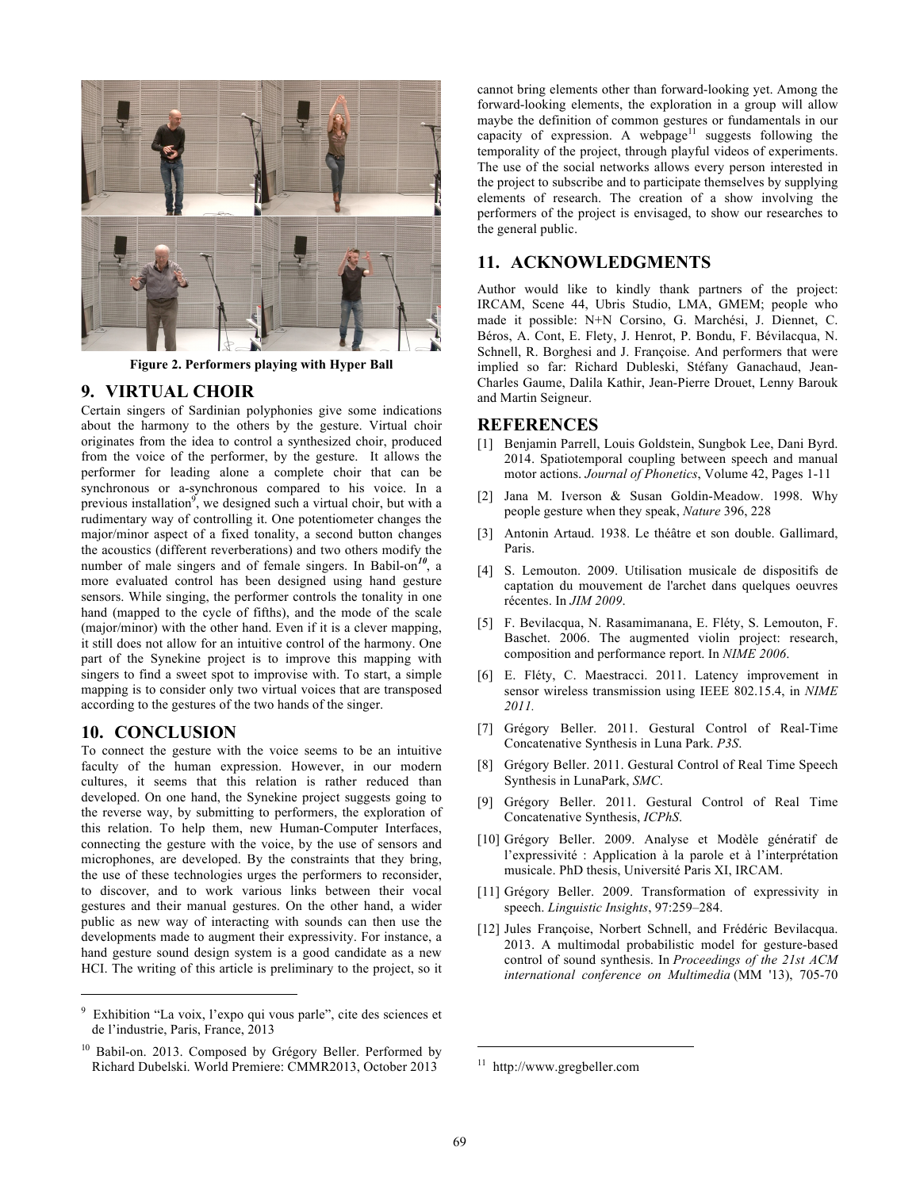Figure 2. Performers playing with Hyper Ball

## 9. VIRTUAL CHOIR

Certain singers of Sardinian polyphonies give some indications about the harmony to the others by the gesture. Virtual choir originates from the idea to control a synthesized choir, produced from the voice of the performer, by the gesture. It allows the performer for leading alone a complete choir that can be synchronous or a-synchronous compared to his voice. In a previous installation[9], we designed such a virtual choir, but with a rudimentary way of controlling it. One potentiometer changes the major/minor aspect of a fixed tonality, a second button changes the acoustics (different reverberations) and two others modify the number of male singers and of female singers. In Babil-on[10], a more evaluated control has been designed using hand gesture sensors. While singing, the performer controls the tonality in one hand (mapped to the cycle of fifths), and the mode of the scale (major/minor) with the other hand. Even if it is a clever mapping, it still does not allow for an intuitive control of the harmony. One part of the Synekine project is to improve this mapping with singers to find a sweet spot to improvise with. To start, a simple mapping is to consider only two virtual voices that are transposed according to the gestures of the two hands of the singer.

## 10. CONCLUSION

To connect the gesture with the voice seems to be an intuitive faculty of the human expression. However, in our modern cultures, it seems that this relation is rather reduced than developed. On one hand, the Synekine project suggests going to the reverse way, by submitting to performers, the exploration of this relation. To help them, new Human-Computer Interfaces, connecting the gesture with the voice, by the use of sensors and microphones, are developed. By the constraints that they bring, the use of these technologies urges the performers to reconsider, to discover, and to work various links between their vocal gestures and their manual gestures. On the other hand, a wider public as new way of interacting with sounds can then use the developments made to augment their expressivity. For instance, a hand gesture sound design system is a good candidate as a new HCI. The writing of this article is preliminary to the project, so it cannot bring elements other than forward-looking yet. Among the forward-looking elements, the exploration in a group will allow maybe the definition of common gestures or fundamentals in our capacity of expression. A webpage[11] suggests following the temporality of the project, through playful videos of experiments. The use of the social networks allows every person interested in the project to subscribe and to participate themselves by supplying elements of research. The creation of a show involving the performers of the project is envisaged, to show our researches to the general public.

## 11. ACKNOWLEDGMENTS

Author would like to kindly thank partners of the project: IRCAM, Scene 44, Ubris Studio, LMA, GMEM; people who made it possible: N+N Corsino, G. Marchési, J. Diennet, C. Béros, A. Cont, E. Flety, J. Henrot, P. Bondu, F. Bévilacqua, N. Schnell, R. Borghesi and J. Françoise. And performers that were implied so far: Richard Dubleski, Stéfany Ganachaud, Jean-Charles Gaume, Dalila Kathir, Jean-Pierre Drouet, Lenny Barouk and Martin Seigneur.

## REFERENCES

[1] Benjamin Parrell, Louis Goldstein, Sungbok Lee, Dani Byrd. 2014. Spatiotemporal coupling between speech and manual motor actions. *Journal of Phonetics*, Volume 42, Pages 1-11

[2] Jana M. Iverson & Susan Goldin-Meadow. 1998. Why people gesture when they speak, *Nature* 396, 228

[3] Antonin Artaud. 1938. Le théâtre et son double. Gallimard, Paris.

[4] S. Lemouton. 2009. Utilisation musicale de dispositifs de captation du mouvement de l'archet dans quelques oeuvres récentes. In *JIM 2009*.

[5] F. Bevilacqua, N. Rasamimanana, E. Fléty, S. Lemouton, F. Baschet. 2006. The augmented violin project: research, composition and performance report. In *NIME 2006*.

[6] E. Fléty, C. Maestracci. 2011. Latency improvement in sensor wireless transmission using IEEE 802.15.4, in *NIME 2011.*

[7] Grégory Beller. 2011. Gestural Control of Real-Time Concatenative Synthesis in Luna Park. *P3S*.

[8] Grégory Beller. 2011. Gestural Control of Real Time Speech Synthesis in LunaPark, *SMC*.

[9] Grégory Beller. 2011. Gestural Control of Real Time Concatenative Synthesis, *ICPhS*.

[10] Grégory Beller. 2009. Analyse et Modèle génératif de l'expressivité : Application à la parole et à l'interprétation musicale. PhD thesis, Université Paris XI, IRCAM.

[11] Grégory Beller. 2009. Transformation of expressivity in speech. *Linguistic Insights*, 97:259–284.

[12] Jules Françoise, Norbert Schnell, and Frédéric Bevilacqua. 2013. A multimodal probabilistic model for gesture-based control of sound synthesis. In *Proceedings of the 21st ACM international conference on Multimedia* (MM '13), 705-70

---

[9] Exhibition "La voix, l'expo qui vous parle", cite des sciences et de l'industrie, Paris, France, 2013

[10] Babil-on. 2013. Composed by Grégory Beller. Performed by Richard Dubelski. World Premiere: CMMR2013, October 2013

[11] http://www.gregbeller.com